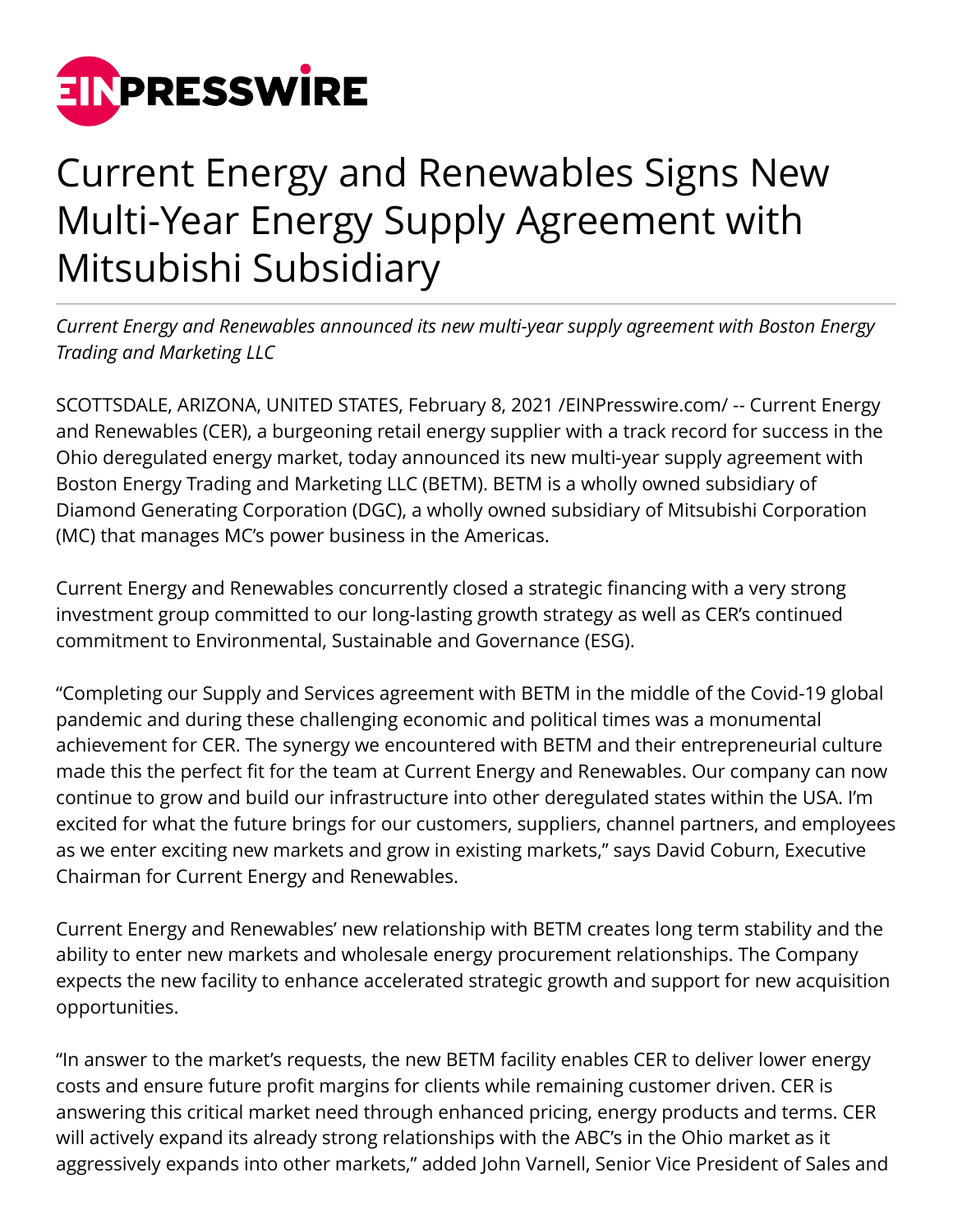# Current Energy and Renewables Signs New Multi-Year Energy Supply Agreement with Mitsubishi Subsidiary

*Current Energy and Renewables announced its new multi-year supply agreement with Boston Energy Trading and Marketing LLC*

SCOTTSDALE, ARIZONA, UNITED STATES, February 8, 2021 /EINPresswire.com/ -- Current Energy and Renewables (CER), a burgeoning retail energy supplier with a track record for success in the Ohio deregulated energy market, today announced its new multi-year supply agreement with Boston Energy Trading and Marketing LLC (BETM). BETM is a wholly owned subsidiary of Diamond Generating Corporation (DGC), a wholly owned subsidiary of Mitsubishi Corporation (MC) that manages MC's power business in the Americas.

Current Energy and Renewables concurrently closed a strategic financing with a very strong investment group committed to our long-lasting growth strategy as well as CER's continued commitment to Environmental, Sustainable and Governance (ESG).

"Completing our Supply and Services agreement with BETM in the middle of the Covid-19 global pandemic and during these challenging economic and political times was a monumental achievement for CER. The synergy we encountered with BETM and their entrepreneurial culture made this the perfect fit for the team at Current Energy and Renewables. Our company can now continue to grow and build our infrastructure into other deregulated states within the USA. I'm excited for what the future brings for our customers, suppliers, channel partners, and employees as we enter exciting new markets and grow in existing markets," says David Coburn, Executive Chairman for Current Energy and Renewables.

Current Energy and Renewables' new relationship with BETM creates long term stability and the ability to enter new markets and wholesale energy procurement relationships. The Company expects the new facility to enhance accelerated strategic growth and support for new acquisition opportunities.

"In answer to the market's requests, the new BETM facility enables CER to deliver lower energy costs and ensure future profit margins for clients while remaining customer driven. CER is answering this critical market need through enhanced pricing, energy products and terms. CER will actively expand its already strong relationships with the ABC's in the Ohio market as it aggressively expands into other markets," added John Varnell, Senior Vice President of Sales and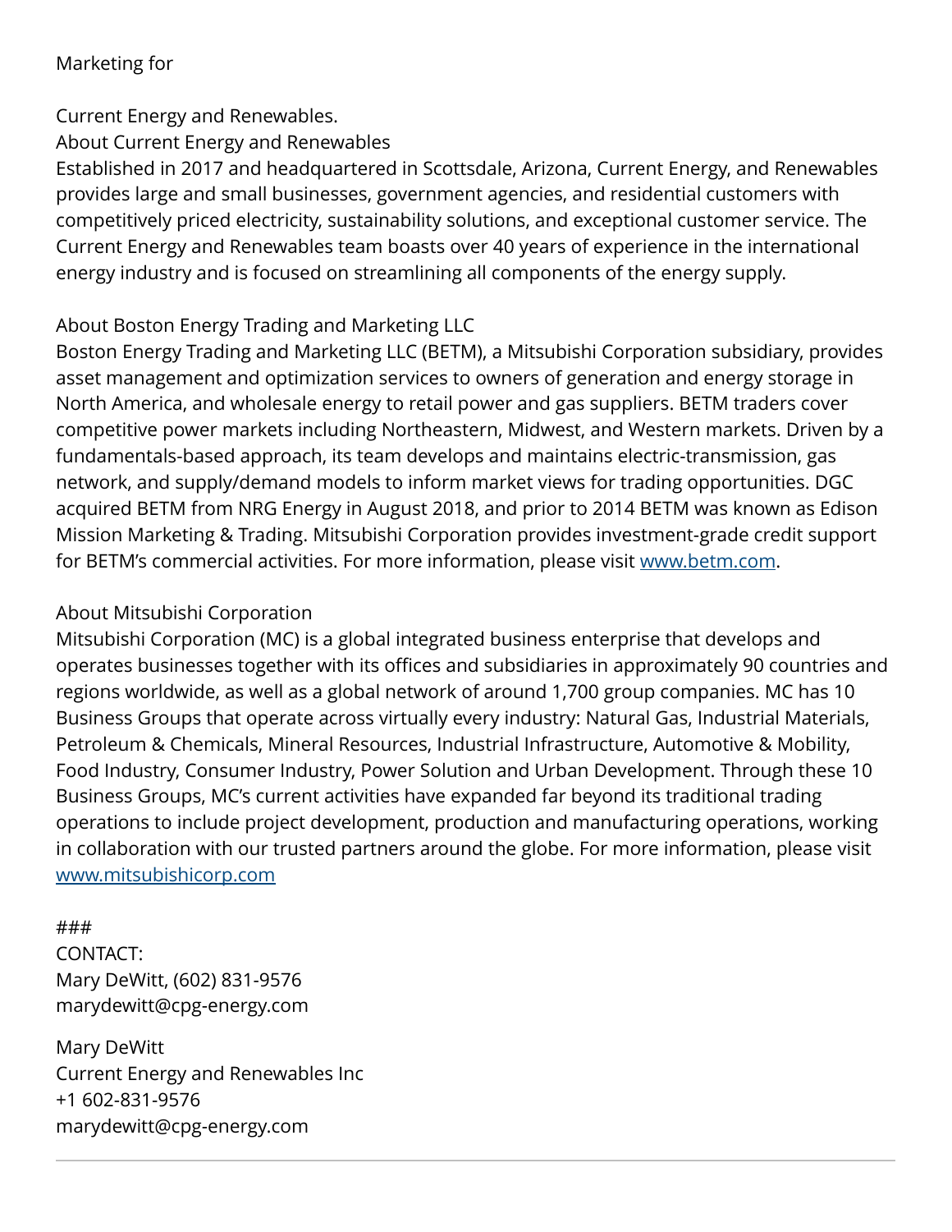Marketing for

Current Energy and Renewables.

About Current Energy and Renewables

Established in 2017 and headquartered in Scottsdale, Arizona, Current Energy, and Renewables provides large and small businesses, government agencies, and residential customers with competitively priced electricity, sustainability solutions, and exceptional customer service. The Current Energy and Renewables team boasts over 40 years of experience in the international energy industry and is focused on streamlining all components of the energy supply.

About Boston Energy Trading and Marketing LLC

Boston Energy Trading and Marketing LLC (BETM), a Mitsubishi Corporation subsidiary, provides asset management and optimization services to owners of generation and energy storage in North America, and wholesale energy to retail power and gas suppliers. BETM traders cover competitive power markets including Northeastern, Midwest, and Western markets. Driven by a fundamentals-based approach, its team develops and maintains electric-transmission, gas network, and supply/demand models to inform market views for trading opportunities. DGC acquired BETM from NRG Energy in August 2018, and prior to 2014 BETM was known as Edison Mission Marketing & Trading. Mitsubishi Corporation provides investment-grade credit support for BETM's commercial activities. For more information, please visit [www.betm.com](http://www.betm.com).

About Mitsubishi Corporation

Mitsubishi Corporation (MC) is a global integrated business enterprise that develops and operates businesses together with its offices and subsidiaries in approximately 90 countries and regions worldwide, as well as a global network of around 1,700 group companies. MC has 10 Business Groups that operate across virtually every industry: Natural Gas, Industrial Materials, Petroleum & Chemicals, Mineral Resources, Industrial Infrastructure, Automotive & Mobility, Food Industry, Consumer Industry, Power Solution and Urban Development. Through these 10 Business Groups, MC's current activities have expanded far beyond its traditional trading operations to include project development, production and manufacturing operations, working in collaboration with our trusted partners around the globe. For more information, please visit [www.mitsubishicorp.com](http://www.mitsubishicorp.com)

###

CONTACT:
Mary DeWitt, (602) 831-9576
marydewitt@cpg-energy.com

Mary DeWitt
Current Energy and Renewables Inc
+1 602-831-9576
marydewitt@cpg-energy.com

---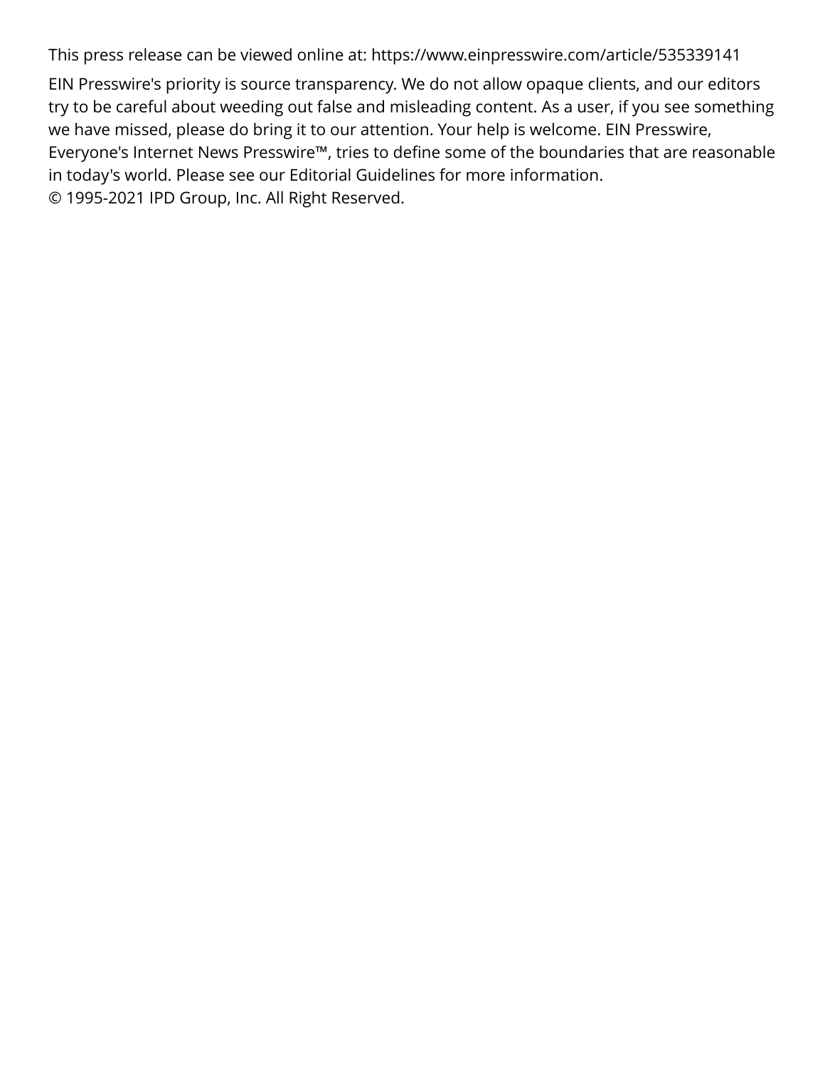This press release can be viewed online at: https://www.einpresswire.com/article/535339141

EIN Presswire's priority is source transparency. We do not allow opaque clients, and our editors try to be careful about weeding out false and misleading content. As a user, if you see something we have missed, please do bring it to our attention. Your help is welcome. EIN Presswire, Everyone's Internet News Presswire™, tries to define some of the boundaries that are reasonable in today's world. Please see our Editorial Guidelines for more information.
© 1995-2021 IPD Group, Inc. All Right Reserved.